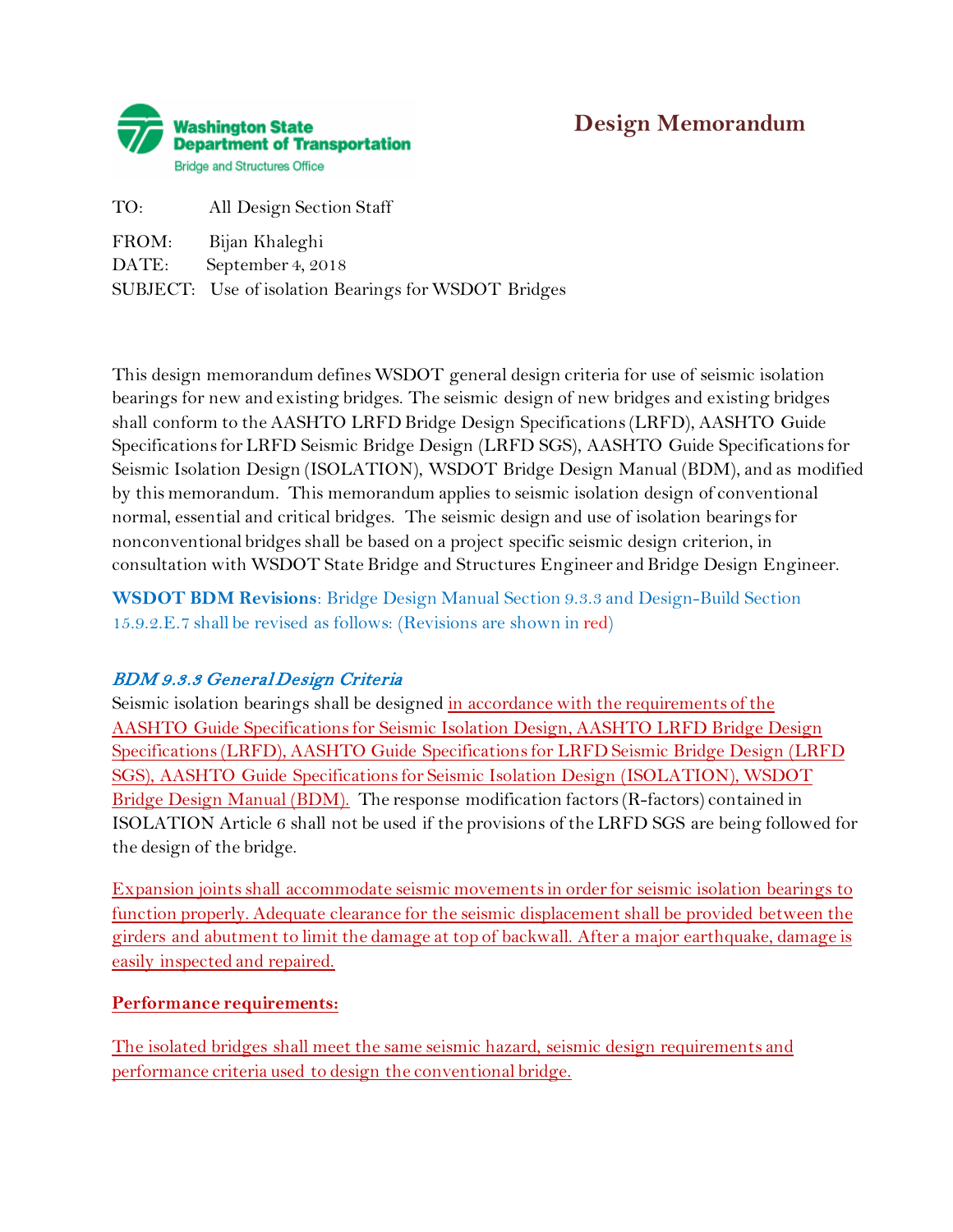**Washington State Department of Transportation**
Bridge and Structures Office

# Design Memorandum

TO: All Design Section Staff

FROM: Bijan Khaleghi

DATE: September 4, 2018

SUBJECT: Use of isolation Bearings for WSDOT Bridges

This design memorandum defines WSDOT general design criteria for use of seismic isolation bearings for new and existing bridges. The seismic design of new bridges and existing bridges shall conform to the AASHTO LRFD Bridge Design Specifications (LRFD), AASHTO Guide Specifications for LRFD Seismic Bridge Design (LRFD SGS), AASHTO Guide Specifications for Seismic Isolation Design (ISOLATION), WSDOT Bridge Design Manual (BDM), and as modified by this memorandum. This memorandum applies to seismic isolation design of conventional normal, essential and critical bridges. The seismic design and use of isolation bearings for nonconventional bridges shall be based on a project specific seismic design criterion, in consultation with WSDOT State Bridge and Structures Engineer and Bridge Design Engineer.

**WSDOT BDM Revisions**: Bridge Design Manual Section 9.3.3 and Design-Build Section 15.9.2.E.7 shall be revised as follows: (Revisions are shown in red)

### *BDM 9.3.3 General Design Criteria*

Seismic isolation bearings shall be designed in accordance with the requirements of the AASHTO Guide Specifications for Seismic Isolation Design, AASHTO LRFD Bridge Design Specifications (LRFD), AASHTO Guide Specifications for LRFD Seismic Bridge Design (LRFD SGS), AASHTO Guide Specifications for Seismic Isolation Design (ISOLATION), WSDOT Bridge Design Manual (BDM). The response modification factors (R-factors) contained in ISOLATION Article 6 shall not be used if the provisions of the LRFD SGS are being followed for the design of the bridge.

Expansion joints shall accommodate seismic movements in order for seismic isolation bearings to function properly. Adequate clearance for the seismic displacement shall be provided between the girders and abutment to limit the damage at top of backwall. After a major earthquake, damage is easily inspected and repaired.

**Performance requirements:**

The isolated bridges shall meet the same seismic hazard, seismic design requirements and performance criteria used to design the conventional bridge.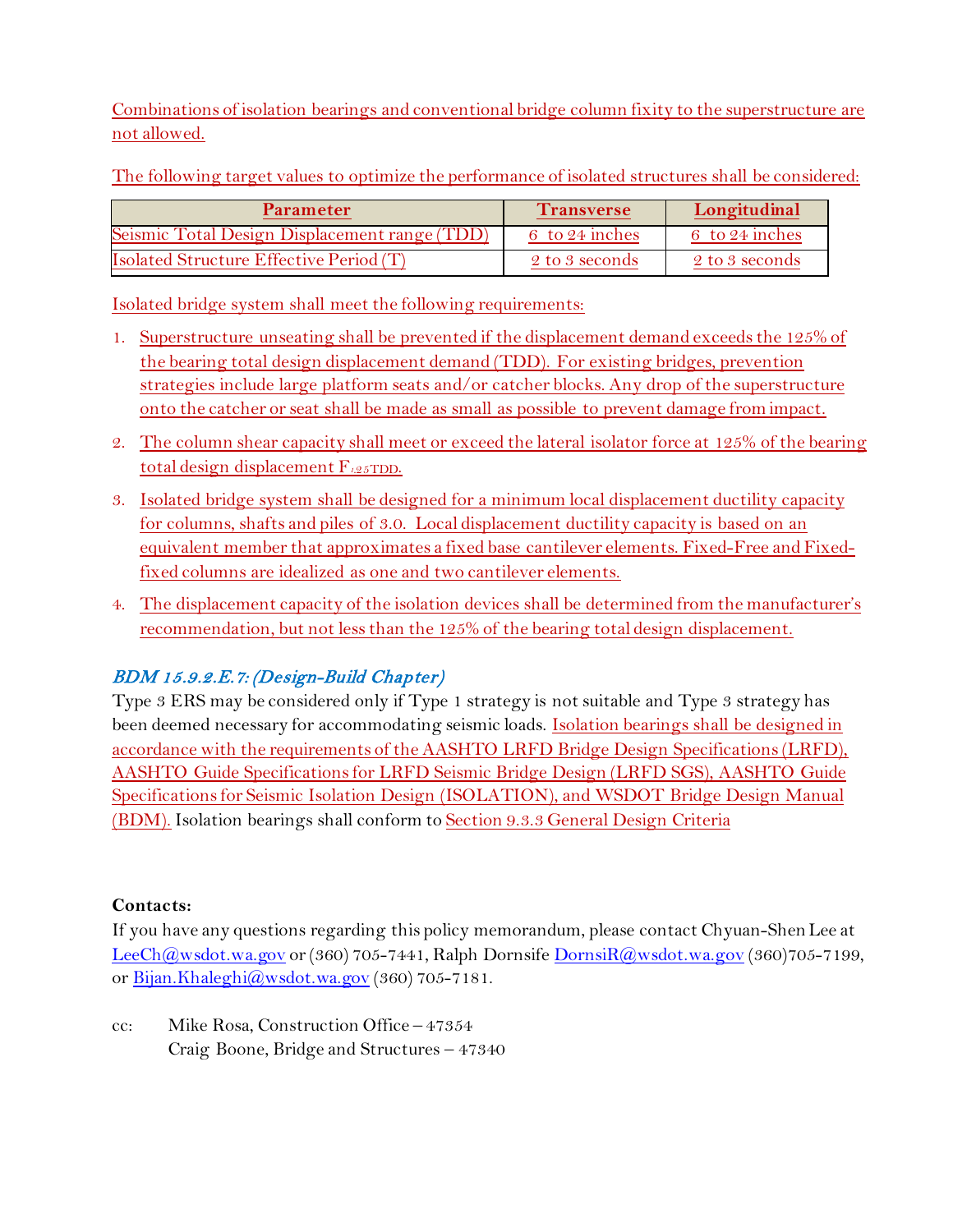Combinations of isolation bearings and conventional bridge column fixity to the superstructure are not allowed.

The following target values to optimize the performance of isolated structures shall be considered:

| Parameter | Transverse | Longitudinal |
|---|---|---|
| Seismic Total Design Displacement range (TDD) | 6 to 24 inches | 6 to 24 inches |
| Isolated Structure Effective Period (T) | 2 to 3 seconds | 2 to 3 seconds |

Isolated bridge system shall meet the following requirements:

1. Superstructure unseating shall be prevented if the displacement demand exceeds the 125% of the bearing total design displacement demand (TDD). For existing bridges, prevention strategies include large platform seats and/or catcher blocks. Any drop of the superstructure onto the catcher or seat shall be made as small as possible to prevent damage from impact.
2. The column shear capacity shall meet or exceed the lateral isolator force at 125% of the bearing total design displacement $F_{1.25TDD}$.
3. Isolated bridge system shall be designed for a minimum local displacement ductility capacity for columns, shafts and piles of 3.0. Local displacement ductility capacity is based on an equivalent member that approximates a fixed base cantilever elements. Fixed-Free and Fixed-fixed columns are idealized as one and two cantilever elements.
4. The displacement capacity of the isolation devices shall be determined from the manufacturer's recommendation, but not less than the 125% of the bearing total design displacement.

### *BDM 15.9.2.E.7: (Design-Build Chapter)*

Type 3 ERS may be considered only if Type 1 strategy is not suitable and Type 3 strategy has been deemed necessary for accommodating seismic loads. Isolation bearings shall be designed in accordance with the requirements of the AASHTO LRFD Bridge Design Specifications (LRFD), AASHTO Guide Specifications for LRFD Seismic Bridge Design (LRFD SGS), AASHTO Guide Specifications for Seismic Isolation Design (ISOLATION), and WSDOT Bridge Design Manual (BDM). Isolation bearings shall conform to Section 9.3.3 General Design Criteria

**Contacts:**

If you have any questions regarding this policy memorandum, please contact Chyuan-Shen Lee at LeeCh@wsdot.wa.gov or (360) 705-7441, Ralph Dornsife DornsiR@wsdot.wa.gov (360)705-7199, or Bijan.Khaleghi@wsdot.wa.gov (360) 705-7181.

cc: Mike Rosa, Construction Office – 47354
Craig Boone, Bridge and Structures – 47340